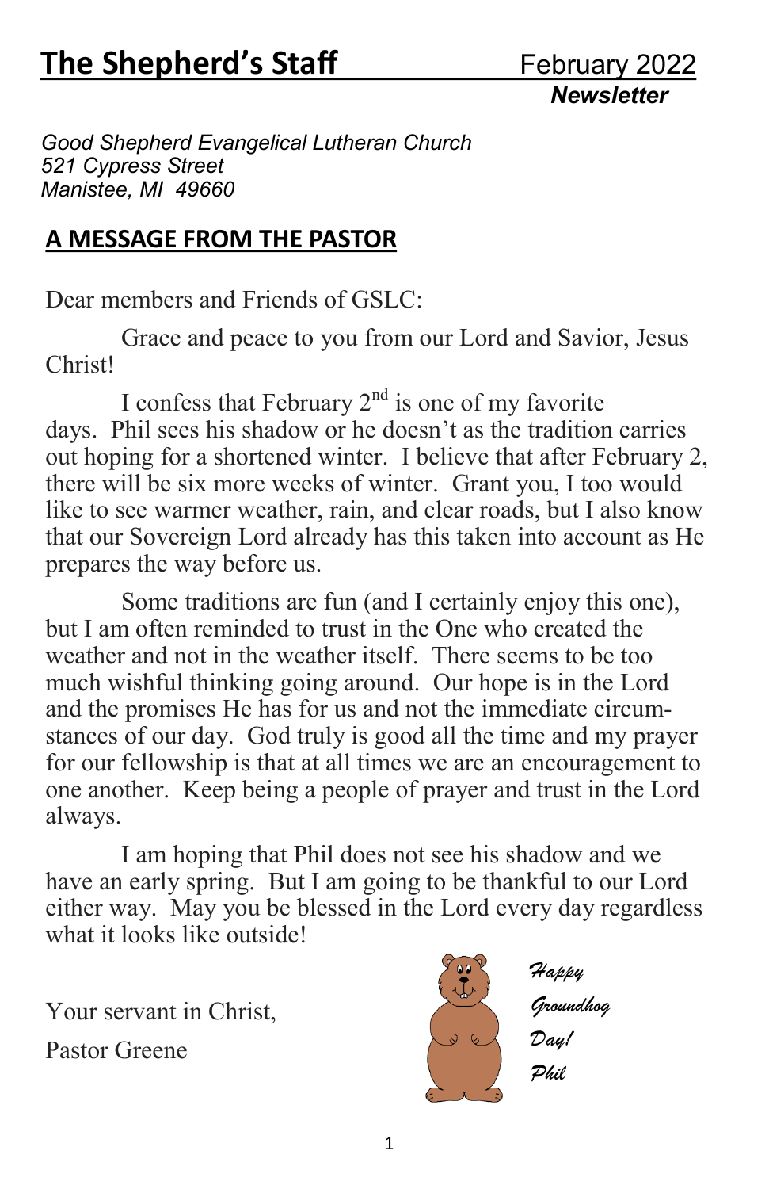# The Shepherd's Staff

February 2022

***Newsletter***

*Good Shepherd Evangelical Lutheran Church*
*521 Cypress Street*
*Manistee, MI 49660*

## A MESSAGE FROM THE PASTOR

Dear members and Friends of GSLC:

Grace and peace to you from our Lord and Savior, Jesus Christ!

I confess that February 2nd is one of my favorite days. Phil sees his shadow or he doesn't as the tradition carries out hoping for a shortened winter. I believe that after February 2, there will be six more weeks of winter. Grant you, I too would like to see warmer weather, rain, and clear roads, but I also know that our Sovereign Lord already has this taken into account as He prepares the way before us.

Some traditions are fun (and I certainly enjoy this one), but I am often reminded to trust in the One who created the weather and not in the weather itself. There seems to be too much wishful thinking going around. Our hope is in the Lord and the promises He has for us and not the immediate circumstances of our day. God truly is good all the time and my prayer for our fellowship is that at all times we are an encouragement to one another. Keep being a people of prayer and trust in the Lord always.

I am hoping that Phil does not see his shadow and we have an early spring. But I am going to be thankful to our Lord either way. May you be blessed in the Lord every day regardless what it looks like outside!

Your servant in Christ,

Pastor Greene

*Happy Groundhog Day! Phil*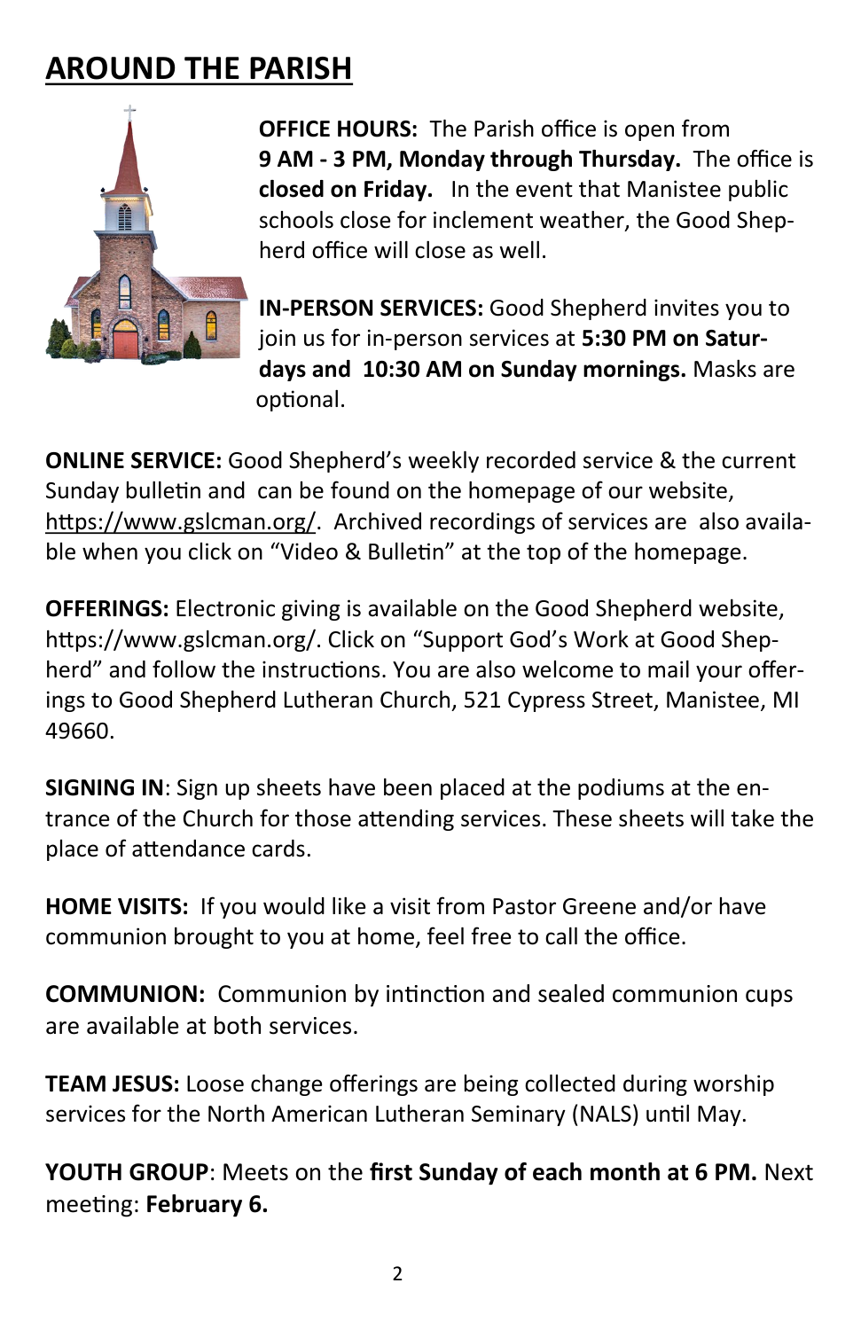## AROUND THE PARISH

**OFFICE HOURS:** The Parish office is open from **9 AM - 3 PM, Monday through Thursday.** The office is **closed on Friday.** In the event that Manistee public schools close for inclement weather, the Good Shepherd office will close as well.

**IN-PERSON SERVICES:** Good Shepherd invites you to join us for in-person services at **5:30 PM on Saturdays and 10:30 AM on Sunday mornings.** Masks are optional.

**ONLINE SERVICE:** Good Shepherd's weekly recorded service & the current Sunday bulletin and can be found on the homepage of our website, https://www.gslcman.org/. Archived recordings of services are also available when you click on "Video & Bulletin" at the top of the homepage.

**OFFERINGS:** Electronic giving is available on the Good Shepherd website, https://www.gslcman.org/. Click on "Support God's Work at Good Shepherd" and follow the instructions. You are also welcome to mail your offerings to Good Shepherd Lutheran Church, 521 Cypress Street, Manistee, MI 49660.

**SIGNING IN**: Sign up sheets have been placed at the podiums at the entrance of the Church for those attending services. These sheets will take the place of attendance cards.

**HOME VISITS:** If you would like a visit from Pastor Greene and/or have communion brought to you at home, feel free to call the office.

**COMMUNION:** Communion by intinction and sealed communion cups are available at both services.

**TEAM JESUS:** Loose change offerings are being collected during worship services for the North American Lutheran Seminary (NALS) until May.

**YOUTH GROUP**: Meets on the **first Sunday of each month at 6 PM.** Next meeting: **February 6.**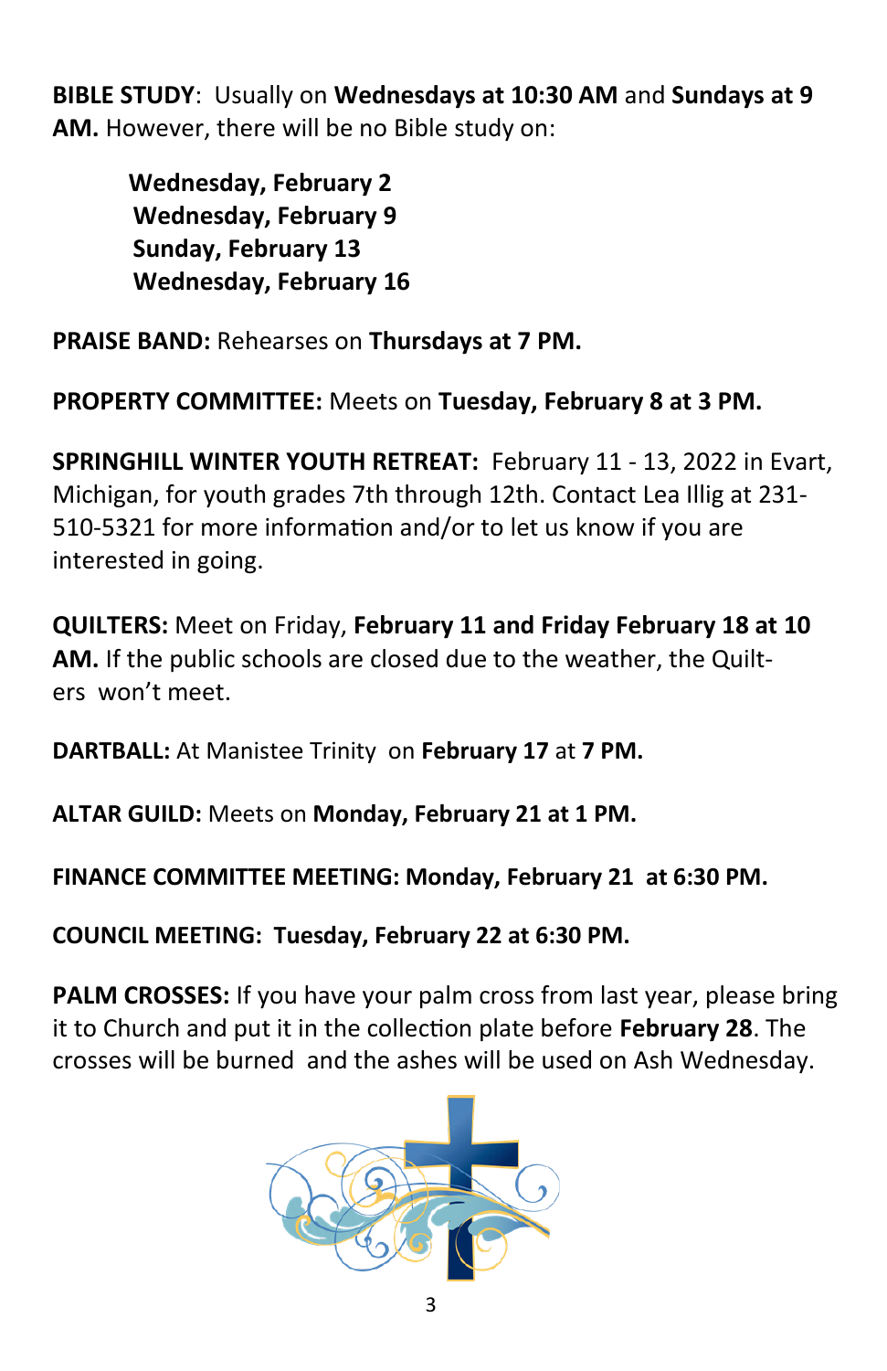**BIBLE STUDY**: Usually on **Wednesdays at 10:30 AM** and **Sundays at 9 AM.** However, there will be no Bible study on:

**Wednesday, February 2**
**Wednesday, February 9**
**Sunday, February 13**
**Wednesday, February 16**

**PRAISE BAND:** Rehearses on **Thursdays at 7 PM.**

**PROPERTY COMMITTEE:** Meets on **Tuesday, February 8 at 3 PM.**

**SPRINGHILL WINTER YOUTH RETREAT:** February 11 - 13, 2022 in Evart, Michigan, for youth grades 7th through 12th. Contact Lea Illig at 231-510-5321 for more information and/or to let us know if you are interested in going.

**QUILTERS:** Meet on Friday, **February 11 and Friday February 18 at 10 AM.** If the public schools are closed due to the weather, the Quilters won't meet.

**DARTBALL:** At Manistee Trinity on **February 17** at **7 PM.**

**ALTAR GUILD:** Meets on **Monday, February 21 at 1 PM.**

**FINANCE COMMITTEE MEETING: Monday, February 21 at 6:30 PM.**

**COUNCIL MEETING: Tuesday, February 22 at 6:30 PM.**

**PALM CROSSES:** If you have your palm cross from last year, please bring it to Church and put it in the collection plate before **February 28**. The crosses will be burned and the ashes will be used on Ash Wednesday.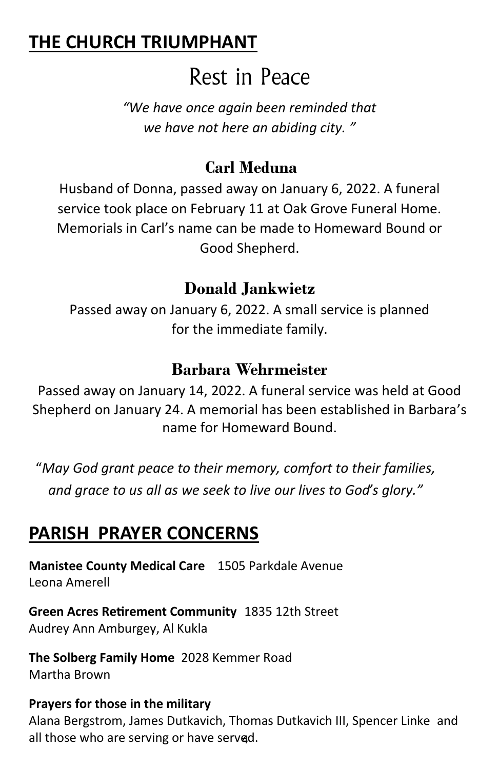## THE CHURCH TRIUMPHANT

# Rest in Peace

*"We have once again been reminded that we have not here an abiding city. "*

### Carl Meduna

Husband of Donna, passed away on January 6, 2022. A funeral service took place on February 11 at Oak Grove Funeral Home. Memorials in Carl's name can be made to Homeward Bound or Good Shepherd.

### Donald Jankwietz

Passed away on January 6, 2022. A small service is planned for the immediate family.

### Barbara Wehrmeister

Passed away on January 14, 2022. A funeral service was held at Good Shepherd on January 24. A memorial has been established in Barbara's name for Homeward Bound.

"*May God grant peace to their memory, comfort to their families, and grace to us all as we seek to live our lives to God's glory."*

## PARISH PRAYER CONCERNS

**Manistee County Medical Care** 1505 Parkdale Avenue
Leona Amerell

**Green Acres Retirement Community** 1835 12th Street
Audrey Ann Amburgey, Al Kukla

**The Solberg Family Home** 2028 Kemmer Road
Martha Brown

**Prayers for those in the military**
Alana Bergstrom, James Dutkavich, Thomas Dutkavich III, Spencer Linke and all those who are serving or have served.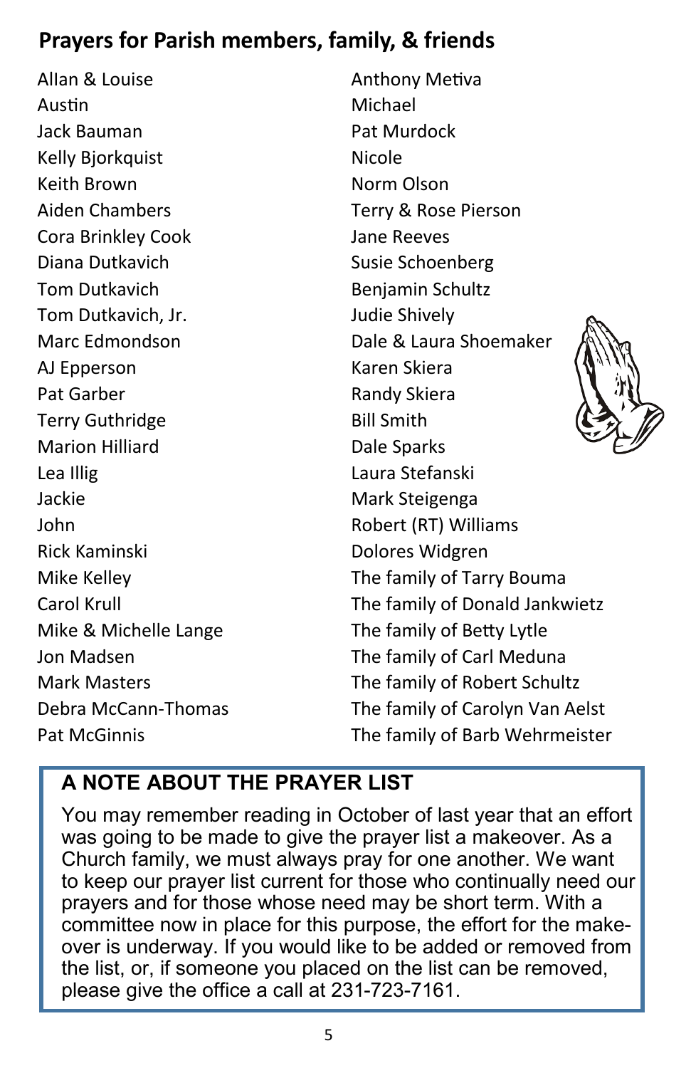## Prayers for Parish members, family, & friends

Allan & Louise
Austin
Jack Bauman
Kelly Bjorkquist
Keith Brown
Aiden Chambers
Cora Brinkley Cook
Diana Dutkavich
Tom Dutkavich
Tom Dutkavich, Jr.
Marc Edmondson
AJ Epperson
Pat Garber
Terry Guthridge
Marion Hilliard
Lea Illig
Jackie
John
Rick Kaminski
Mike Kelley
Carol Krull
Mike & Michelle Lange
Jon Madsen
Mark Masters
Debra McCann-Thomas
Pat McGinnis
Anthony Metiva
Michael
Pat Murdock
Nicole
Norm Olson
Terry & Rose Pierson
Jane Reeves
Susie Schoenberg
Benjamin Schultz
Judie Shively
Dale & Laura Shoemaker
Karen Skiera
Randy Skiera
Bill Smith
Dale Sparks
Laura Stefanski
Mark Steigenga
Robert (RT) Williams
Dolores Widgren
The family of Tarry Bouma
The family of Donald Jankwietz
The family of Betty Lytle
The family of Carl Meduna
The family of Robert Schultz
The family of Carolyn Van Aelst
The family of Barb Wehrmeister

### A NOTE ABOUT THE PRAYER LIST

You may remember reading in October of last year that an effort was going to be made to give the prayer list a makeover. As a Church family, we must always pray for one another. We want to keep our prayer list current for those who continually need our prayers and for those whose need may be short term. With a committee now in place for this purpose, the effort for the make-over is underway. If you would like to be added or removed from the list, or, if someone you placed on the list can be removed, please give the office a call at 231-723-7161.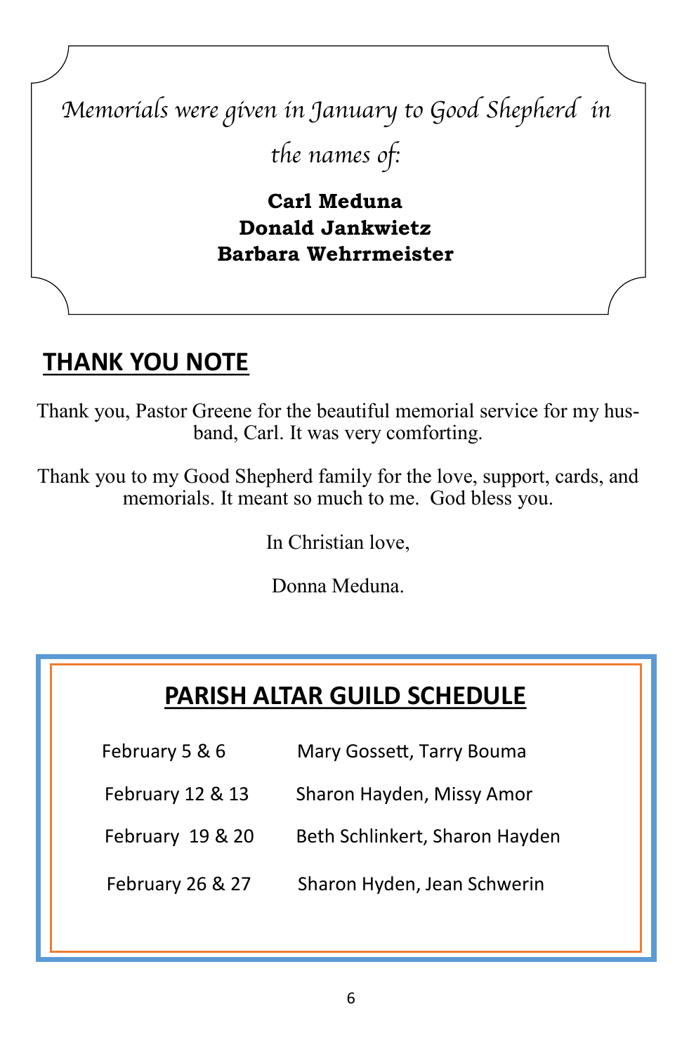*Memorials were given in January to Good Shepherd in the names of:*

**Carl Meduna**
**Donald Jankwietz**
**Barbara Wehrrmeister**

## THANK YOU NOTE

Thank you, Pastor Greene for the beautiful memorial service for my husband, Carl. It was very comforting.

Thank you to my Good Shepherd family for the love, support, cards, and memorials. It meant so much to me. God bless you.

In Christian love,

Donna Meduna.

## PARISH ALTAR GUILD SCHEDULE

| | |
|---|---|
| February 5 & 6 | Mary Gossett, Tarry Bouma |
| February 12 & 13 | Sharon Hayden, Missy Amor |
| February 19 & 20 | Beth Schlinkert, Sharon Hayden |
| February 26 & 27 | Sharon Hyden, Jean Schwerin |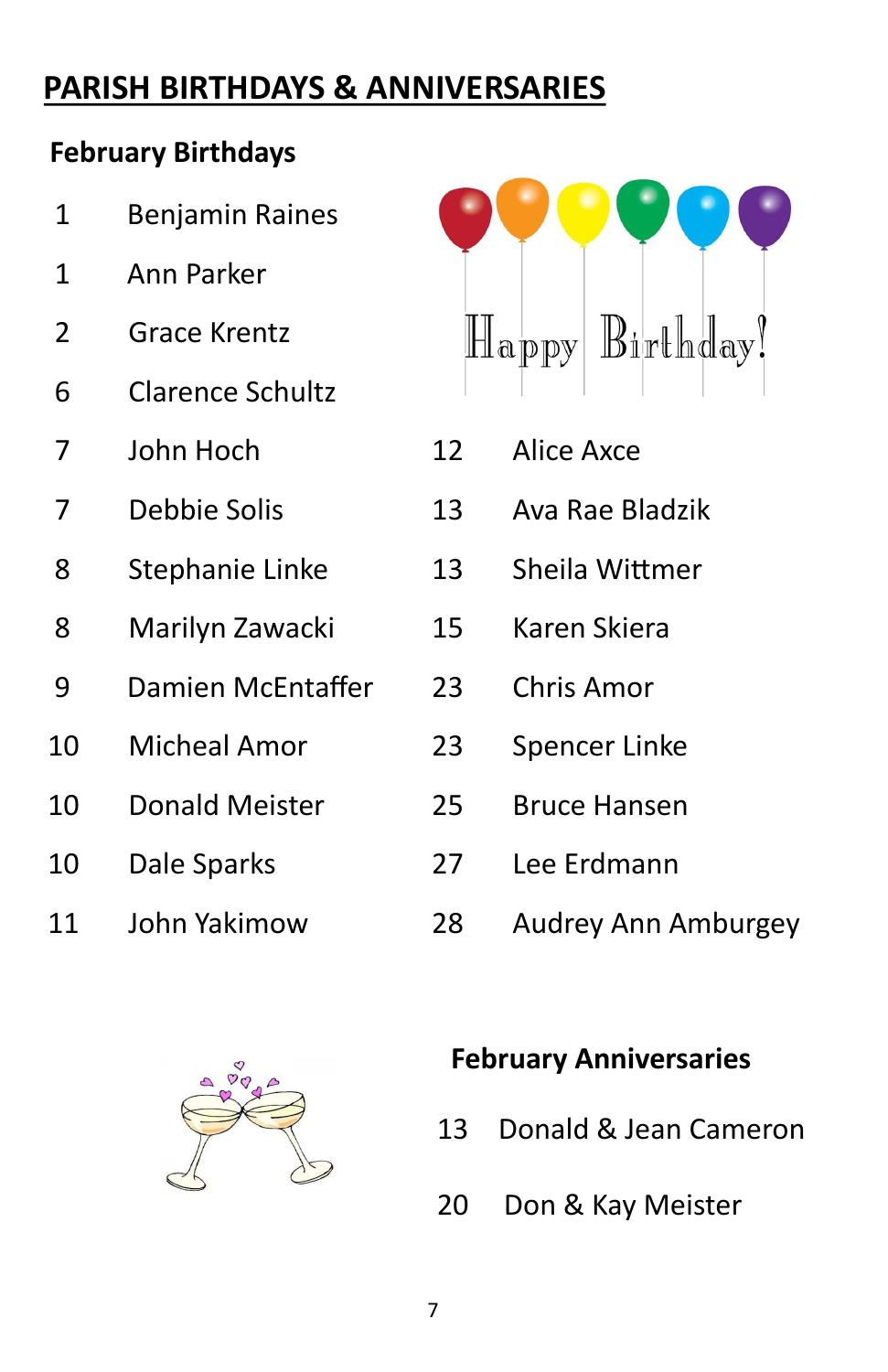# PARISH BIRTHDAYS & ANNIVERSARIES

## February Birthdays

| Date | Name |
|---|---|
| 1 | Benjamin Raines |
| 1 | Ann Parker |
| 2 | Grace Krentz |
| 6 | Clarence Schultz |
| 7 | John Hoch |
| 7 | Debbie Solis |
| 8 | Stephanie Linke |
| 8 | Marilyn Zawacki |
| 9 | Damien McEntaffer |
| 10 | Micheal Amor |
| 10 | Donald Meister |
| 10 | Dale Sparks |
| 11 | John Yakimow |
| 12 | Alice Axce |
| 13 | Ava Rae Bladzik |
| 13 | Sheila Wittmer |
| 15 | Karen Skiera |
| 23 | Chris Amor |
| 23 | Spencer Linke |
| 25 | Bruce Hansen |
| 27 | Lee Erdmann |
| 28 | Audrey Ann Amburgey |

Happy Birthday!

## February Anniversaries

| Date | Names |
|---|---|
| 13 | Donald & Jean Cameron |
| 20 | Don & Kay Meister |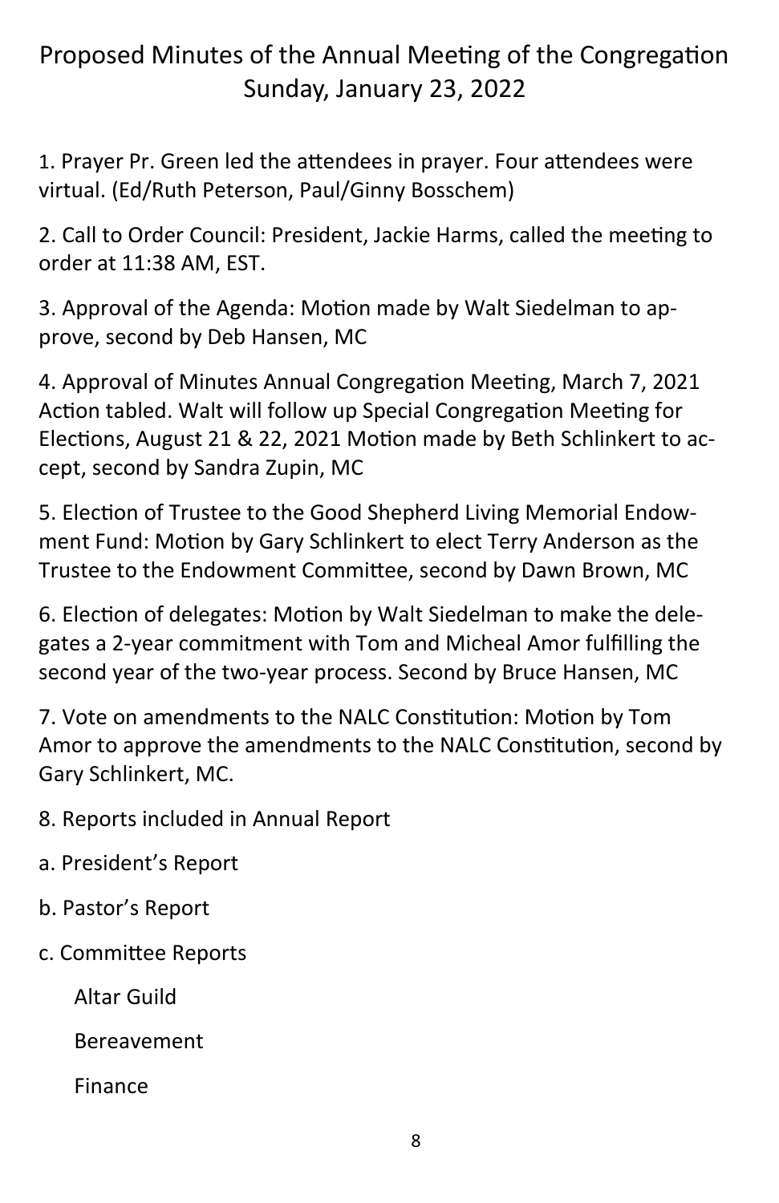# Proposed Minutes of the Annual Meeting of the Congregation Sunday, January 23, 2022

1. Prayer Pr. Green led the attendees in prayer. Four attendees were virtual. (Ed/Ruth Peterson, Paul/Ginny Bosschem)

2. Call to Order Council: President, Jackie Harms, called the meeting to order at 11:38 AM, EST.

3. Approval of the Agenda: Motion made by Walt Siedelman to approve, second by Deb Hansen, MC

4. Approval of Minutes Annual Congregation Meeting, March 7, 2021 Action tabled. Walt will follow up Special Congregation Meeting for Elections, August 21 & 22, 2021 Motion made by Beth Schlinkert to accept, second by Sandra Zupin, MC

5. Election of Trustee to the Good Shepherd Living Memorial Endowment Fund: Motion by Gary Schlinkert to elect Terry Anderson as the Trustee to the Endowment Committee, second by Dawn Brown, MC

6. Election of delegates: Motion by Walt Siedelman to make the delegates a 2-year commitment with Tom and Micheal Amor fulfilling the second year of the two-year process. Second by Bruce Hansen, MC

7. Vote on amendments to the NALC Constitution: Motion by Tom Amor to approve the amendments to the NALC Constitution, second by Gary Schlinkert, MC.

8. Reports included in Annual Report

a. President's Report

b. Pastor's Report

c. Committee Reports

- Altar Guild
- Bereavement
- Finance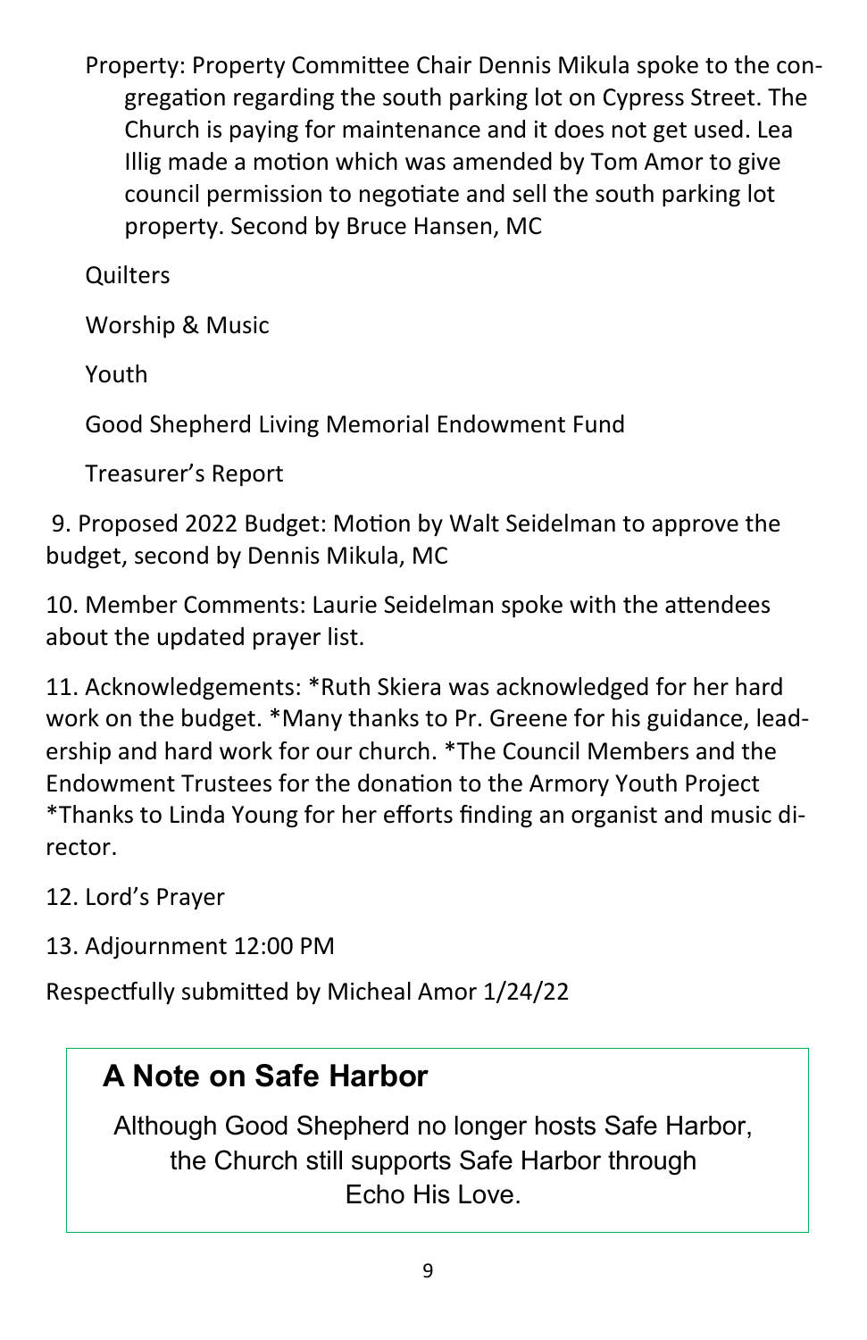Property: Property Committee Chair Dennis Mikula spoke to the congregation regarding the south parking lot on Cypress Street. The Church is paying for maintenance and it does not get used. Lea Illig made a motion which was amended by Tom Amor to give council permission to negotiate and sell the south parking lot property. Second by Bruce Hansen, MC

Quilters

Worship & Music

Youth

Good Shepherd Living Memorial Endowment Fund

Treasurer's Report

9. Proposed 2022 Budget: Motion by Walt Seidelman to approve the budget, second by Dennis Mikula, MC

10. Member Comments: Laurie Seidelman spoke with the attendees about the updated prayer list.

11. Acknowledgements: *Ruth Skiera was acknowledged for her hard work on the budget. *Many thanks to Pr. Greene for his guidance, leadership and hard work for our church. *The Council Members and the Endowment Trustees for the donation to the Armory Youth Project *Thanks to Linda Young for her efforts finding an organist and music director.

12. Lord's Prayer

13. Adjournment 12:00 PM

Respectfully submitted by Micheal Amor 1/24/22

## A Note on Safe Harbor

Although Good Shepherd no longer hosts Safe Harbor, the Church still supports Safe Harbor through Echo His Love.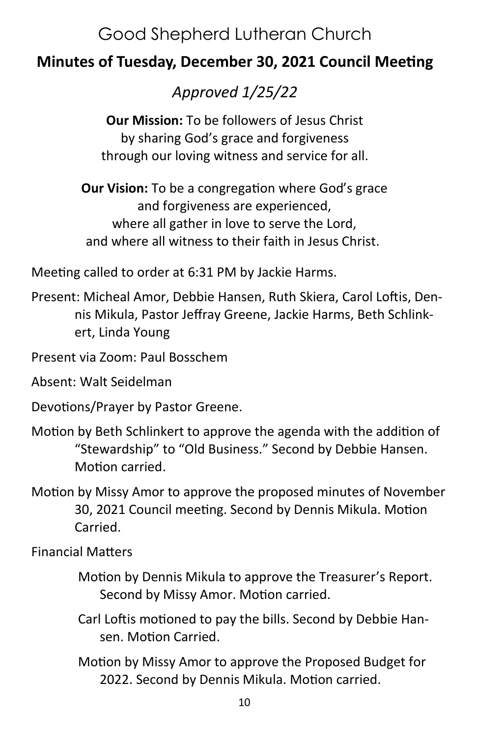# Good Shepherd Lutheran Church

## Minutes of Tuesday, December 30, 2021 Council Meeting

*Approved 1/25/22*

**Our Mission:** To be followers of Jesus Christ
by sharing God's grace and forgiveness
through our loving witness and service for all.

**Our Vision:** To be a congregation where God's grace
and forgiveness are experienced,
where all gather in love to serve the Lord,
and where all witness to their faith in Jesus Christ.

Meeting called to order at 6:31 PM by Jackie Harms.

Present: Micheal Amor, Debbie Hansen, Ruth Skiera, Carol Loftis, Dennis Mikula, Pastor Jeffray Greene, Jackie Harms, Beth Schlinkert, Linda Young

Present via Zoom: Paul Bosschem

Absent: Walt Seidelman

Devotions/Prayer by Pastor Greene.

Motion by Beth Schlinkert to approve the agenda with the addition of "Stewardship" to "Old Business." Second by Debbie Hansen. Motion carried.

Motion by Missy Amor to approve the proposed minutes of November 30, 2021 Council meeting. Second by Dennis Mikula. Motion Carried.

Financial Matters

Motion by Dennis Mikula to approve the Treasurer's Report. Second by Missy Amor. Motion carried.

Carl Loftis motioned to pay the bills. Second by Debbie Hansen. Motion Carried.

Motion by Missy Amor to approve the Proposed Budget for 2022. Second by Dennis Mikula. Motion carried.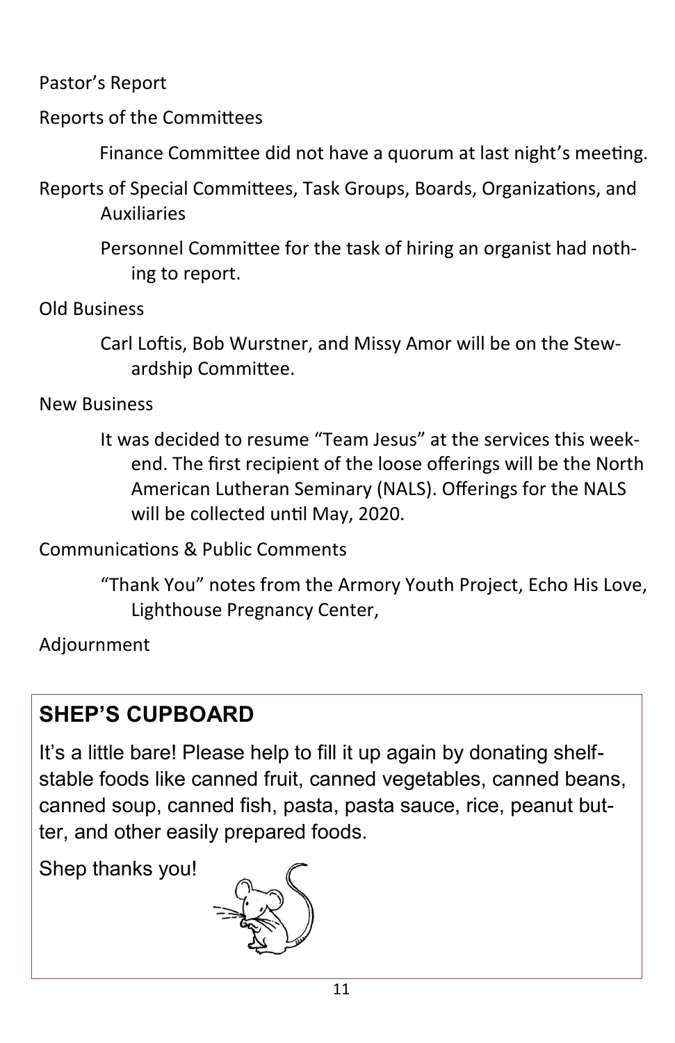Pastor's Report

Reports of the Committees

Finance Committee did not have a quorum at last night's meeting.

Reports of Special Committees, Task Groups, Boards, Organizations, and Auxiliaries

Personnel Committee for the task of hiring an organist had nothing to report.

Old Business

Carl Loftis, Bob Wurstner, and Missy Amor will be on the Stewardship Committee.

New Business

It was decided to resume "Team Jesus" at the services this weekend. The first recipient of the loose offerings will be the North American Lutheran Seminary (NALS). Offerings for the NALS will be collected until May, 2020.

Communications & Public Comments

"Thank You" notes from the Armory Youth Project, Echo His Love, Lighthouse Pregnancy Center,

Adjournment

## SHEP'S CUPBOARD

It's a little bare! Please help to fill it up again by donating shelf-stable foods like canned fruit, canned vegetables, canned beans, canned soup, canned fish, pasta, pasta sauce, rice, peanut butter, and other easily prepared foods.

Shep thanks you!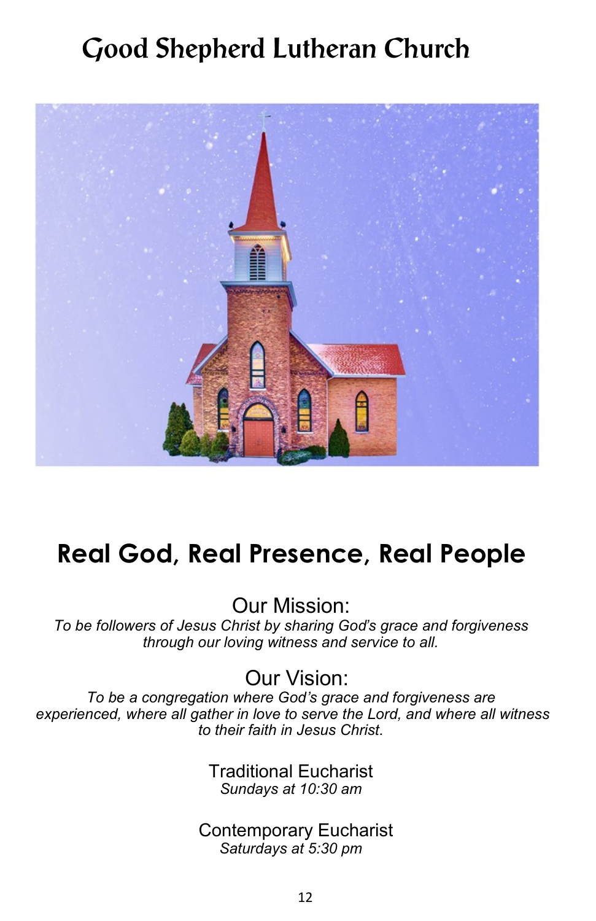# Good Shepherd Lutheran Church

## Real God, Real Presence, Real People

Our Mission:

*To be followers of Jesus Christ by sharing God's grace and forgiveness through our loving witness and service to all.*

Our Vision:

*To be a congregation where God's grace and forgiveness are experienced, where all gather in love to serve the Lord, and where all witness to their faith in Jesus Christ.*

Traditional Eucharist

*Sundays at 10:30 am*

Contemporary Eucharist

*Saturdays at 5:30 pm*